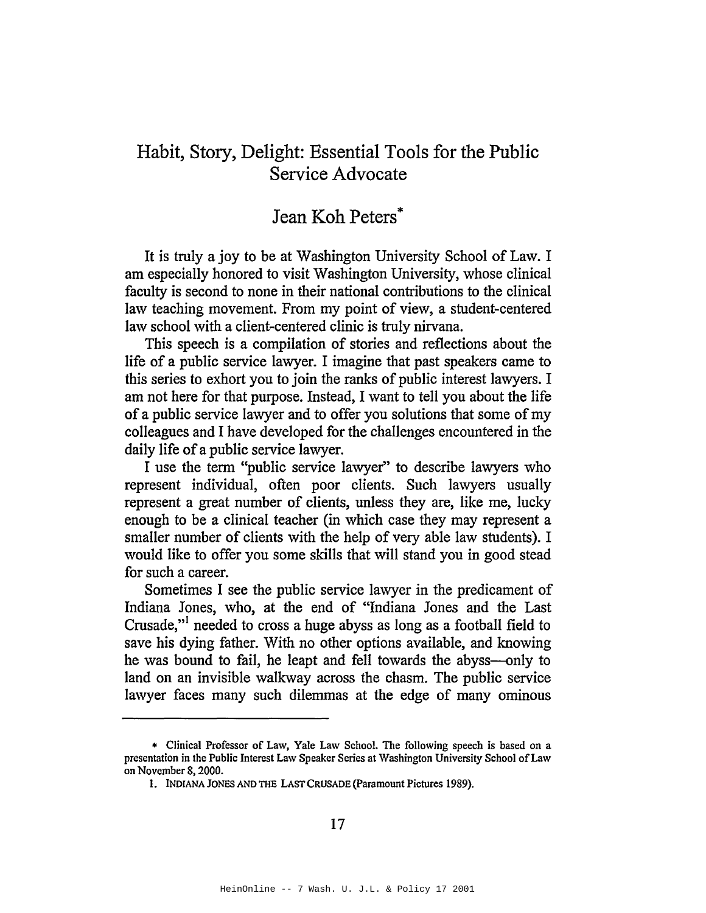# Habit, Story, Delight: Essential Tools for the Public Service Advocate

## Jean Koh Peters*

It is truly a joy to be at Washington University School of Law. I am especially honored to visit Washington University, whose clinical faculty is second to none in their national contributions to the clinical law teaching movement. From my point of view, a student-centered law school with a client-centered clinic is truly nirvana.

This speech is a compilation of stories and reflections about the life of a public service lawyer. I imagine that past speakers came to this series to exhort you to join the ranks of public interest lawyers. I am not here for that purpose. Instead, I want to tell you about the life of a public service lawyer and to offer you solutions that some of my colleagues and I have developed for the challenges encountered in the daily life of a public service lawyer.

I use the term "public service lawyer" to describe lawyers who represent individual, often poor clients. Such lawyers usually represent a great number of clients, unless they are, like me, lucky enough to be a clinical teacher (in which case they may represent a smaller number of clients with the help of very able law students). I would like to offer you some skills that will stand you in good stead for such a career.

Sometimes I see the public service lawyer in the predicament of Indiana Jones, who, at the end of "Indiana Jones and the Last Crusade,"[1] needed to cross a huge abyss as long as a football field to save his dying father. With no other options available, and knowing he was bound to fail, he leapt and fell towards the abyss—only to land on an invisible walkway across the chasm. The public service lawyer faces many such dilemmas at the edge of many ominous

---

\* Clinical Professor of Law, Yale Law School. The following speech is based on a presentation in the Public Interest Law Speaker Series at Washington University School of Law on November 8, 2000.

1. INDIANA JONES AND THE LAST CRUSADE (Paramount Pictures 1989).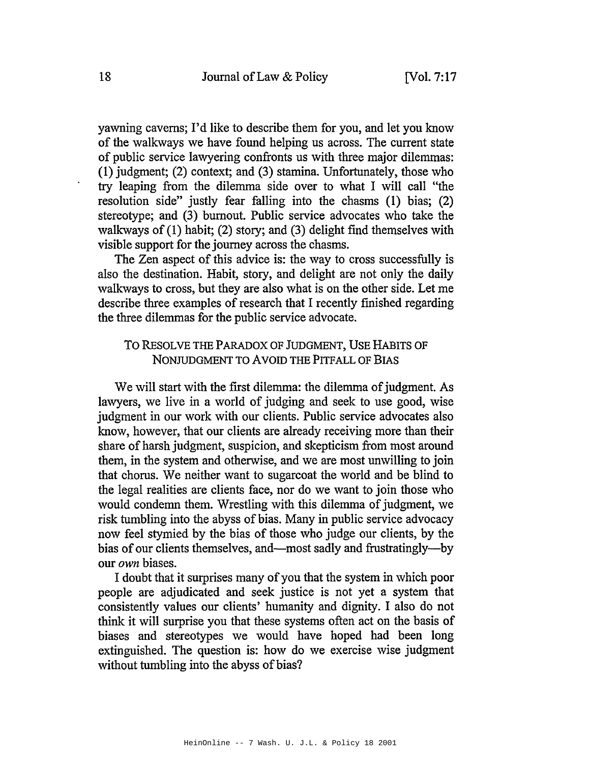yawning caverns; I'd like to describe them for you, and let you know of the walkways we have found helping us across. The current state of public service lawyering confronts us with three major dilemmas: (1) judgment; (2) context; and (3) stamina. Unfortunately, those who try leaping from the dilemma side over to what I will call "the resolution side" justly fear falling into the chasms (1) bias; (2) stereotype; and (3) burnout. Public service advocates who take the walkways of (1) habit; (2) story; and (3) delight find themselves with visible support for the journey across the chasms.

The Zen aspect of this advice is: the way to cross successfully is also the destination. Habit, story, and delight are not only the daily walkways to cross, but they are also what is on the other side. Let me describe three examples of research that I recently finished regarding the three dilemmas for the public service advocate.

## To Resolve the Paradox of Judgment, Use Habits of Nonjudgment to Avoid the Pitfall of Bias

We will start with the first dilemma: the dilemma of judgment. As lawyers, we live in a world of judging and seek to use good, wise judgment in our work with our clients. Public service advocates also know, however, that our clients are already receiving more than their share of harsh judgment, suspicion, and skepticism from most around them, in the system and otherwise, and we are most unwilling to join that chorus. We neither want to sugarcoat the world and be blind to the legal realities are clients face, nor do we want to join those who would condemn them. Wrestling with this dilemma of judgment, we risk tumbling into the abyss of bias. Many in public service advocacy now feel stymied by the bias of those who judge our clients, by the bias of our clients themselves, and—most sadly and frustratingly—by our *own* biases.

I doubt that it surprises many of you that the system in which poor people are adjudicated and seek justice is not yet a system that consistently values our clients' humanity and dignity. I also do not think it will surprise you that these systems often act on the basis of biases and stereotypes we would have hoped had been long extinguished. The question is: how do we exercise wise judgment without tumbling into the abyss of bias?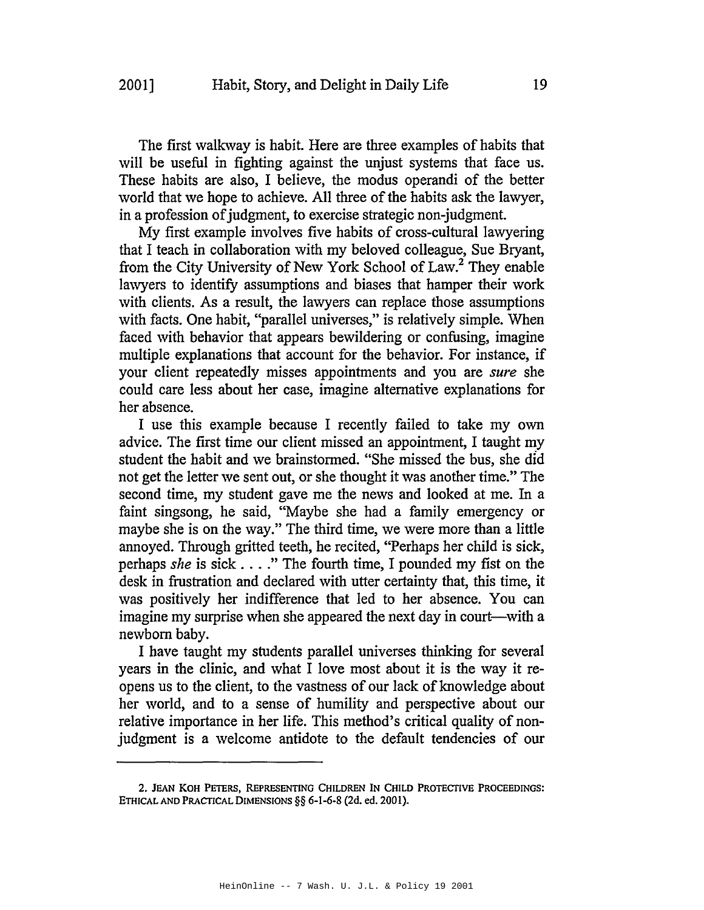The first walkway is habit. Here are three examples of habits that will be useful in fighting against the unjust systems that face us. These habits are also, I believe, the modus operandi of the better world that we hope to achieve. All three of the habits ask the lawyer, in a profession of judgment, to exercise strategic non-judgment.

My first example involves five habits of cross-cultural lawyering that I teach in collaboration with my beloved colleague, Sue Bryant, from the City University of New York School of Law.[2] They enable lawyers to identify assumptions and biases that hamper their work with clients. As a result, the lawyers can replace those assumptions with facts. One habit, "parallel universes," is relatively simple. When faced with behavior that appears bewildering or confusing, imagine multiple explanations that account for the behavior. For instance, if your client repeatedly misses appointments and you are *sure* she could care less about her case, imagine alternative explanations for her absence.

I use this example because I recently failed to take my own advice. The first time our client missed an appointment, I taught my student the habit and we brainstormed. "She missed the bus, she did not get the letter we sent out, or she thought it was another time." The second time, my student gave me the news and looked at me. In a faint singsong, he said, "Maybe she had a family emergency or maybe she is on the way." The third time, we were more than a little annoyed. Through gritted teeth, he recited, "Perhaps her child is sick, perhaps *she* is sick . . . ." The fourth time, I pounded my fist on the desk in frustration and declared with utter certainty that, this time, it was positively her indifference that led to her absence. You can imagine my surprise when she appeared the next day in court—with a newborn baby.

I have taught my students parallel universes thinking for several years in the clinic, and what I love most about it is the way it re-opens us to the client, to the vastness of our lack of knowledge about her world, and to a sense of humility and perspective about our relative importance in her life. This method's critical quality of non-judgment is a welcome antidote to the default tendencies of our

---

2. JEAN KOH PETERS, REPRESENTING CHILDREN IN CHILD PROTECTIVE PROCEEDINGS: ETHICAL AND PRACTICAL DIMENSIONS §§ 6-1-6-8 (2d. ed. 2001).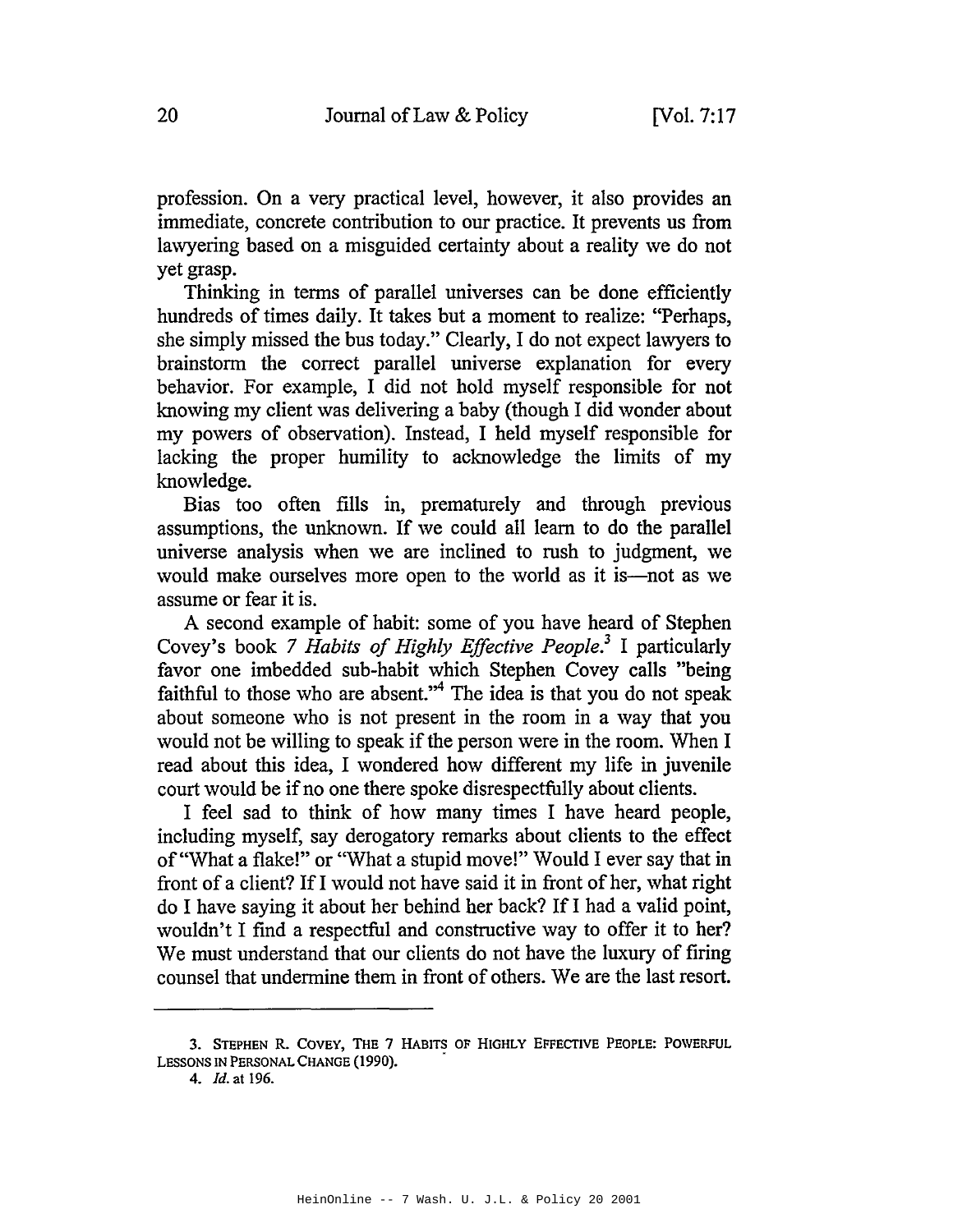profession. On a very practical level, however, it also provides an immediate, concrete contribution to our practice. It prevents us from lawyering based on a misguided certainty about a reality we do not yet grasp.

Thinking in terms of parallel universes can be done efficiently hundreds of times daily. It takes but a moment to realize: "Perhaps, she simply missed the bus today." Clearly, I do not expect lawyers to brainstorm the correct parallel universe explanation for every behavior. For example, I did not hold myself responsible for not knowing my client was delivering a baby (though I did wonder about my powers of observation). Instead, I held myself responsible for lacking the proper humility to acknowledge the limits of my knowledge.

Bias too often fills in, prematurely and through previous assumptions, the unknown. If we could all learn to do the parallel universe analysis when we are inclined to rush to judgment, we would make ourselves more open to the world as it is—not as we assume or fear it is.

A second example of habit: some of you have heard of Stephen Covey's book *7 Habits of Highly Effective People*.[3] I particularly favor one imbedded sub-habit which Stephen Covey calls "being faithful to those who are absent."[4] The idea is that you do not speak about someone who is not present in the room in a way that you would not be willing to speak if the person were in the room. When I read about this idea, I wondered how different my life in juvenile court would be if no one there spoke disrespectfully about clients.

I feel sad to think of how many times I have heard people, including myself, say derogatory remarks about clients to the effect of "What a flake!" or "What a stupid move!" Would I ever say that in front of a client? If I would not have said it in front of her, what right do I have saying it about her behind her back? If I had a valid point, wouldn't I find a respectful and constructive way to offer it to her? We must understand that our clients do not have the luxury of firing counsel that undermine them in front of others. We are the last resort.

---

3. STEPHEN R. COVEY, THE 7 HABITS OF HIGHLY EFFECTIVE PEOPLE: POWERFUL LESSONS IN PERSONAL CHANGE (1990).

4. *Id.* at 196.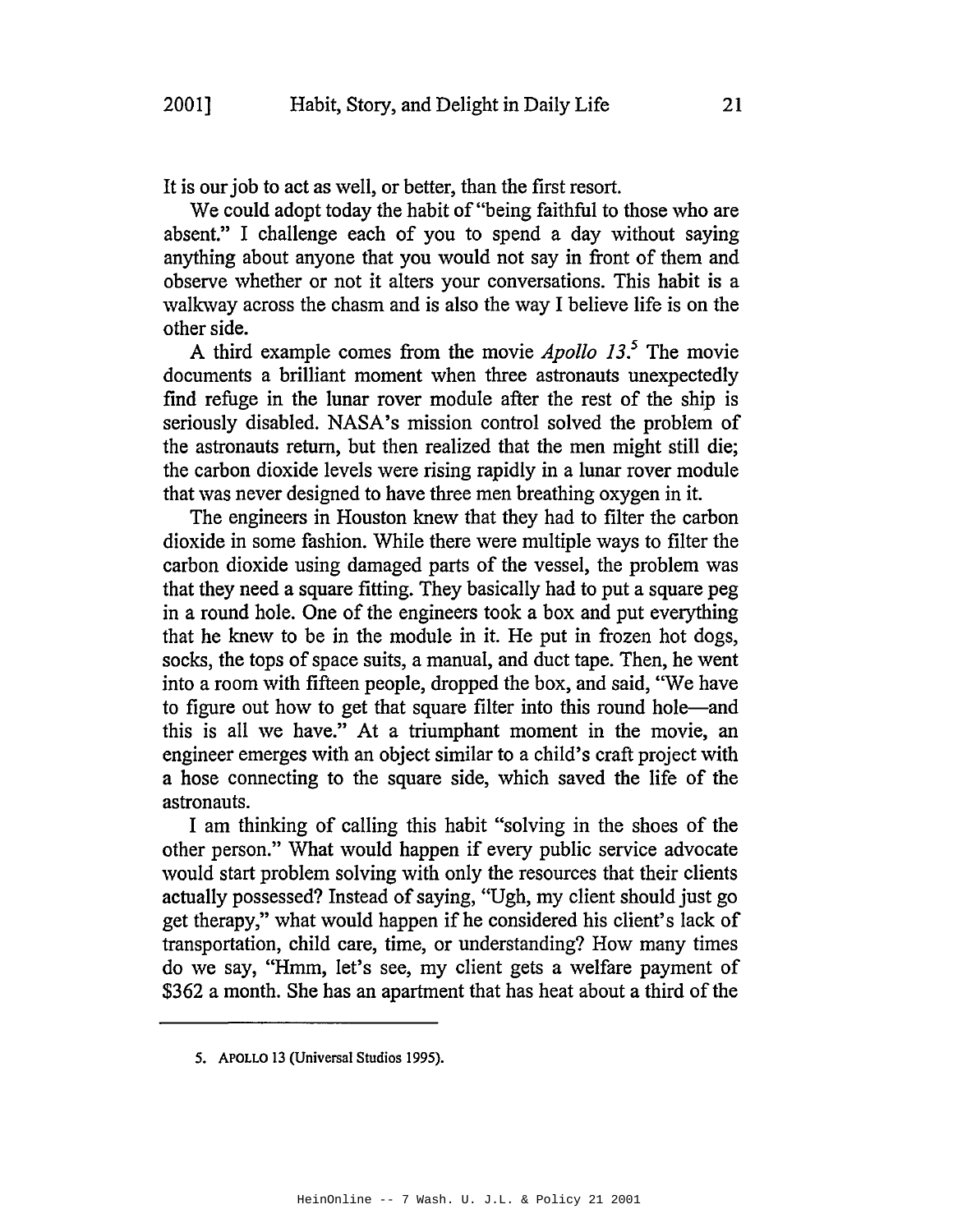It is our job to act as well, or better, than the first resort.

We could adopt today the habit of "being faithful to those who are absent." I challenge each of you to spend a day without saying anything about anyone that you would not say in front of them and observe whether or not it alters your conversations. This habit is a walkway across the chasm and is also the way I believe life is on the other side.

A third example comes from the movie *Apollo 13*.[5] The movie documents a brilliant moment when three astronauts unexpectedly find refuge in the lunar rover module after the rest of the ship is seriously disabled. NASA's mission control solved the problem of the astronauts return, but then realized that the men might still die; the carbon dioxide levels were rising rapidly in a lunar rover module that was never designed to have three men breathing oxygen in it.

The engineers in Houston knew that they had to filter the carbon dioxide in some fashion. While there were multiple ways to filter the carbon dioxide using damaged parts of the vessel, the problem was that they need a square fitting. They basically had to put a square peg in a round hole. One of the engineers took a box and put everything that he knew to be in the module in it. He put in frozen hot dogs, socks, the tops of space suits, a manual, and duct tape. Then, he went into a room with fifteen people, dropped the box, and said, "We have to figure out how to get that square filter into this round hole—and this is all we have." At a triumphant moment in the movie, an engineer emerges with an object similar to a child's craft project with a hose connecting to the square side, which saved the life of the astronauts.

I am thinking of calling this habit "solving in the shoes of the other person." What would happen if every public service advocate would start problem solving with only the resources that their clients actually possessed? Instead of saying, "Ugh, my client should just go get therapy," what would happen if he considered his client's lack of transportation, child care, time, or understanding? How many times do we say, "Hmm, let's see, my client gets a welfare payment of $362 a month. She has an apartment that has heat about a third of the

---

5. APOLLO 13 (Universal Studios 1995).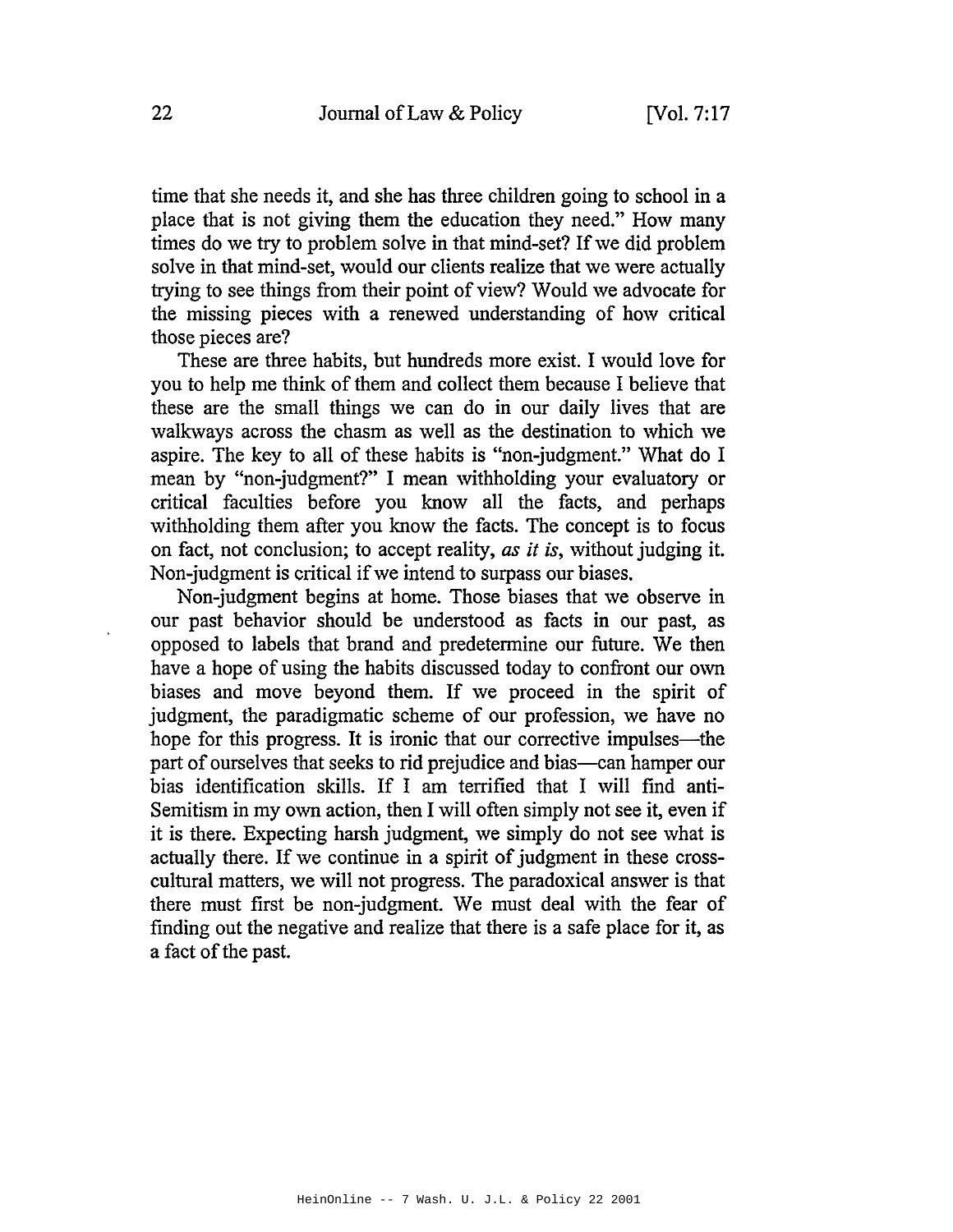time that she needs it, and she has three children going to school in a place that is not giving them the education they need." How many times do we try to problem solve in that mind-set? If we did problem solve in that mind-set, would our clients realize that we were actually trying to see things from their point of view? Would we advocate for the missing pieces with a renewed understanding of how critical those pieces are?

These are three habits, but hundreds more exist. I would love for you to help me think of them and collect them because I believe that these are the small things we can do in our daily lives that are walkways across the chasm as well as the destination to which we aspire. The key to all of these habits is "non-judgment." What do I mean by "non-judgment?" I mean withholding your evaluatory or critical faculties before you know all the facts, and perhaps withholding them after you know the facts. The concept is to focus on fact, not conclusion; to accept reality, *as it is*, without judging it. Non-judgment is critical if we intend to surpass our biases.

Non-judgment begins at home. Those biases that we observe in our past behavior should be understood as facts in our past, as opposed to labels that brand and predetermine our future. We then have a hope of using the habits discussed today to confront our own biases and move beyond them. If we proceed in the spirit of judgment, the paradigmatic scheme of our profession, we have no hope for this progress. It is ironic that our corrective impulses—the part of ourselves that seeks to rid prejudice and bias—can hamper our bias identification skills. If I am terrified that I will find anti-Semitism in my own action, then I will often simply not see it, even if it is there. Expecting harsh judgment, we simply do not see what is actually there. If we continue in a spirit of judgment in these cross-cultural matters, we will not progress. The paradoxical answer is that there must first be non-judgment. We must deal with the fear of finding out the negative and realize that there is a safe place for it, as a fact of the past.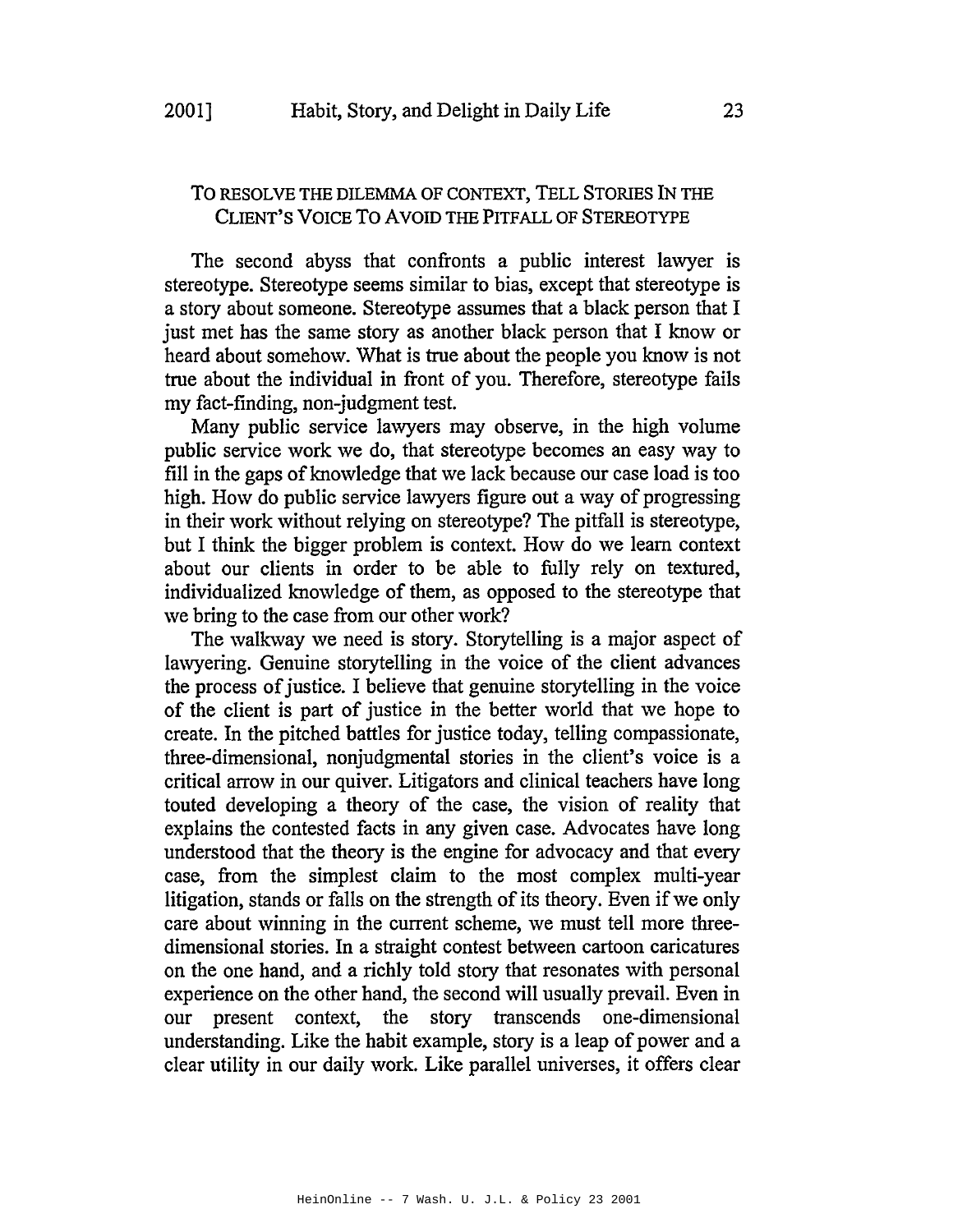## TO RESOLVE THE DILEMMA OF CONTEXT, TELL STORIES IN THE CLIENT'S VOICE TO AVOID THE PITFALL OF STEREOTYPE

The second abyss that confronts a public interest lawyer is stereotype. Stereotype seems similar to bias, except that stereotype is a story about someone. Stereotype assumes that a black person that I just met has the same story as another black person that I know or heard about somehow. What is true about the people you know is not true about the individual in front of you. Therefore, stereotype fails my fact-finding, non-judgment test.

Many public service lawyers may observe, in the high volume public service work we do, that stereotype becomes an easy way to fill in the gaps of knowledge that we lack because our case load is too high. How do public service lawyers figure out a way of progressing in their work without relying on stereotype? The pitfall is stereotype, but I think the bigger problem is context. How do we learn context about our clients in order to be able to fully rely on textured, individualized knowledge of them, as opposed to the stereotype that we bring to the case from our other work?

The walkway we need is story. Storytelling is a major aspect of lawyering. Genuine storytelling in the voice of the client advances the process of justice. I believe that genuine storytelling in the voice of the client is part of justice in the better world that we hope to create. In the pitched battles for justice today, telling compassionate, three-dimensional, nonjudgmental stories in the client's voice is a critical arrow in our quiver. Litigators and clinical teachers have long touted developing a theory of the case, the vision of reality that explains the contested facts in any given case. Advocates have long understood that the theory is the engine for advocacy and that every case, from the simplest claim to the most complex multi-year litigation, stands or falls on the strength of its theory. Even if we only care about winning in the current scheme, we must tell more three-dimensional stories. In a straight contest between cartoon caricatures on the one hand, and a richly told story that resonates with personal experience on the other hand, the second will usually prevail. Even in our present context, the story transcends one-dimensional understanding. Like the habit example, story is a leap of power and a clear utility in our daily work. Like parallel universes, it offers clear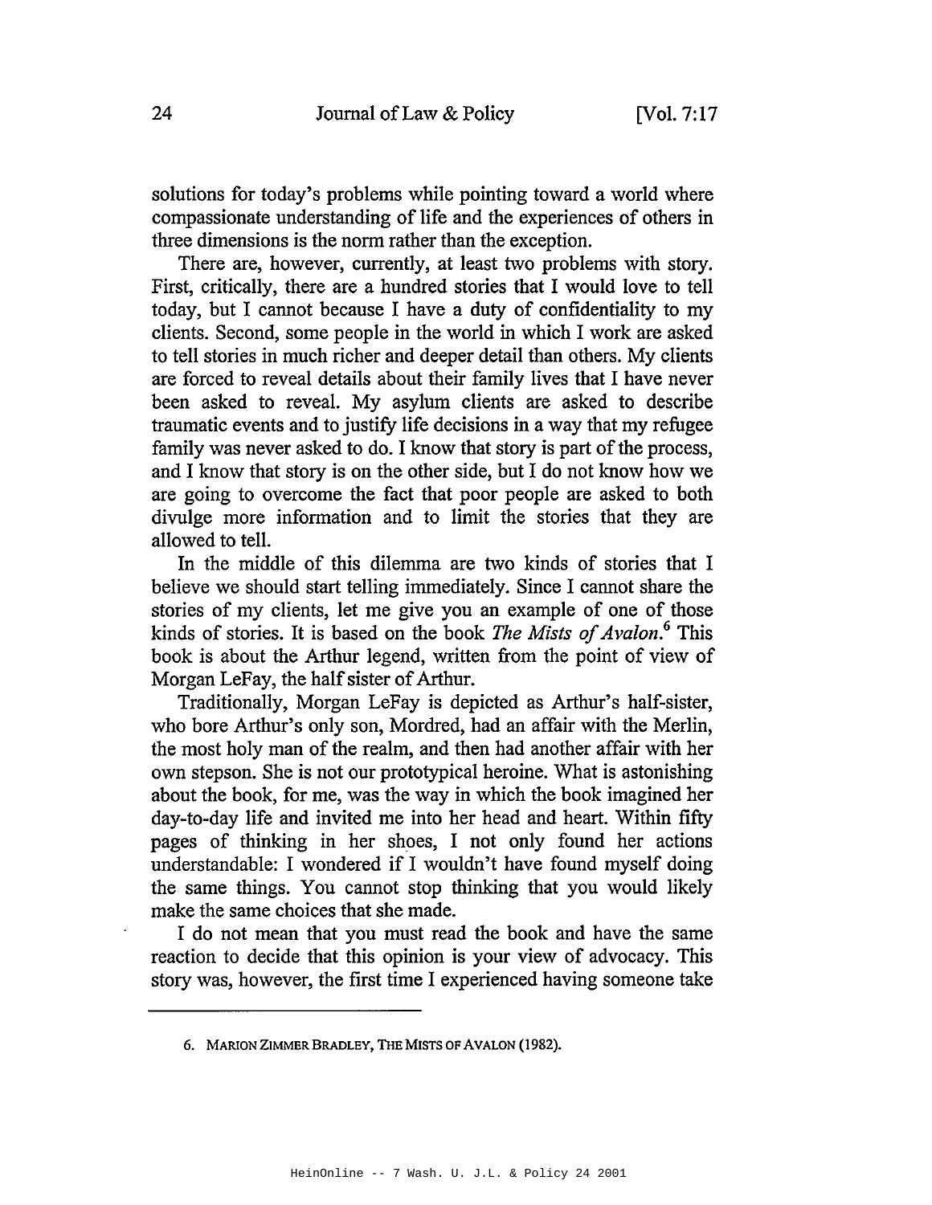solutions for today's problems while pointing toward a world where compassionate understanding of life and the experiences of others in three dimensions is the norm rather than the exception.

There are, however, currently, at least two problems with story. First, critically, there are a hundred stories that I would love to tell today, but I cannot because I have a duty of confidentiality to my clients. Second, some people in the world in which I work are asked to tell stories in much richer and deeper detail than others. My clients are forced to reveal details about their family lives that I have never been asked to reveal. My asylum clients are asked to describe traumatic events and to justify life decisions in a way that my refugee family was never asked to do. I know that story is part of the process, and I know that story is on the other side, but I do not know how we are going to overcome the fact that poor people are asked to both divulge more information and to limit the stories that they are allowed to tell.

In the middle of this dilemma are two kinds of stories that I believe we should start telling immediately. Since I cannot share the stories of my clients, let me give you an example of one of those kinds of stories. It is based on the book *The Mists of Avalon*.[6] This book is about the Arthur legend, written from the point of view of Morgan LeFay, the half sister of Arthur.

Traditionally, Morgan LeFay is depicted as Arthur's half-sister, who bore Arthur's only son, Mordred, had an affair with the Merlin, the most holy man of the realm, and then had another affair with her own stepson. She is not our prototypical heroine. What is astonishing about the book, for me, was the way in which the book imagined her day-to-day life and invited me into her head and heart. Within fifty pages of thinking in her shoes, I not only found her actions understandable: I wondered if I wouldn't have found myself doing the same things. You cannot stop thinking that you would likely make the same choices that she made.

I do not mean that you must read the book and have the same reaction to decide that this opinion is your view of advocacy. This story was, however, the first time I experienced having someone take

---

6. MARION ZIMMER BRADLEY, THE MISTS OF AVALON (1982).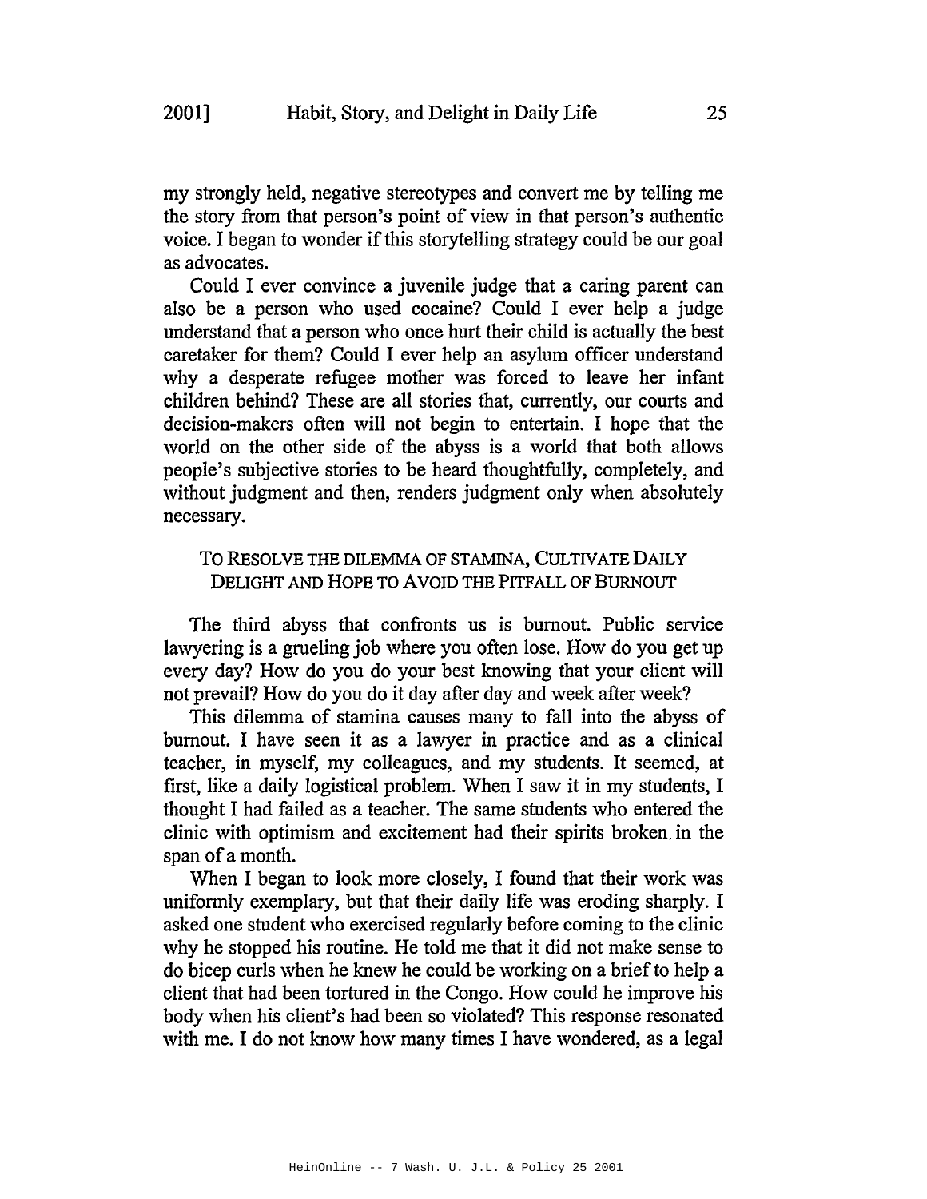my strongly held, negative stereotypes and convert me by telling me the story from that person's point of view in that person's authentic voice. I began to wonder if this storytelling strategy could be our goal as advocates.

Could I ever convince a juvenile judge that a caring parent can also be a person who used cocaine? Could I ever help a judge understand that a person who once hurt their child is actually the best caretaker for them? Could I ever help an asylum officer understand why a desperate refugee mother was forced to leave her infant children behind? These are all stories that, currently, our courts and decision-makers often will not begin to entertain. I hope that the world on the other side of the abyss is a world that both allows people's subjective stories to be heard thoughtfully, completely, and without judgment and then, renders judgment only when absolutely necessary.

## TO RESOLVE THE DILEMMA OF STAMINA, CULTIVATE DAILY DELIGHT AND HOPE TO AVOID THE PITFALL OF BURNOUT

The third abyss that confronts us is burnout. Public service lawyering is a grueling job where you often lose. How do you get up every day? How do you do your best knowing that your client will not prevail? How do you do it day after day and week after week?

This dilemma of stamina causes many to fall into the abyss of burnout. I have seen it as a lawyer in practice and as a clinical teacher, in myself, my colleagues, and my students. It seemed, at first, like a daily logistical problem. When I saw it in my students, I thought I had failed as a teacher. The same students who entered the clinic with optimism and excitement had their spirits broken in the span of a month.

When I began to look more closely, I found that their work was uniformly exemplary, but that their daily life was eroding sharply. I asked one student who exercised regularly before coming to the clinic why he stopped his routine. He told me that it did not make sense to do bicep curls when he knew he could be working on a brief to help a client that had been tortured in the Congo. How could he improve his body when his client's had been so violated? This response resonated with me. I do not know how many times I have wondered, as a legal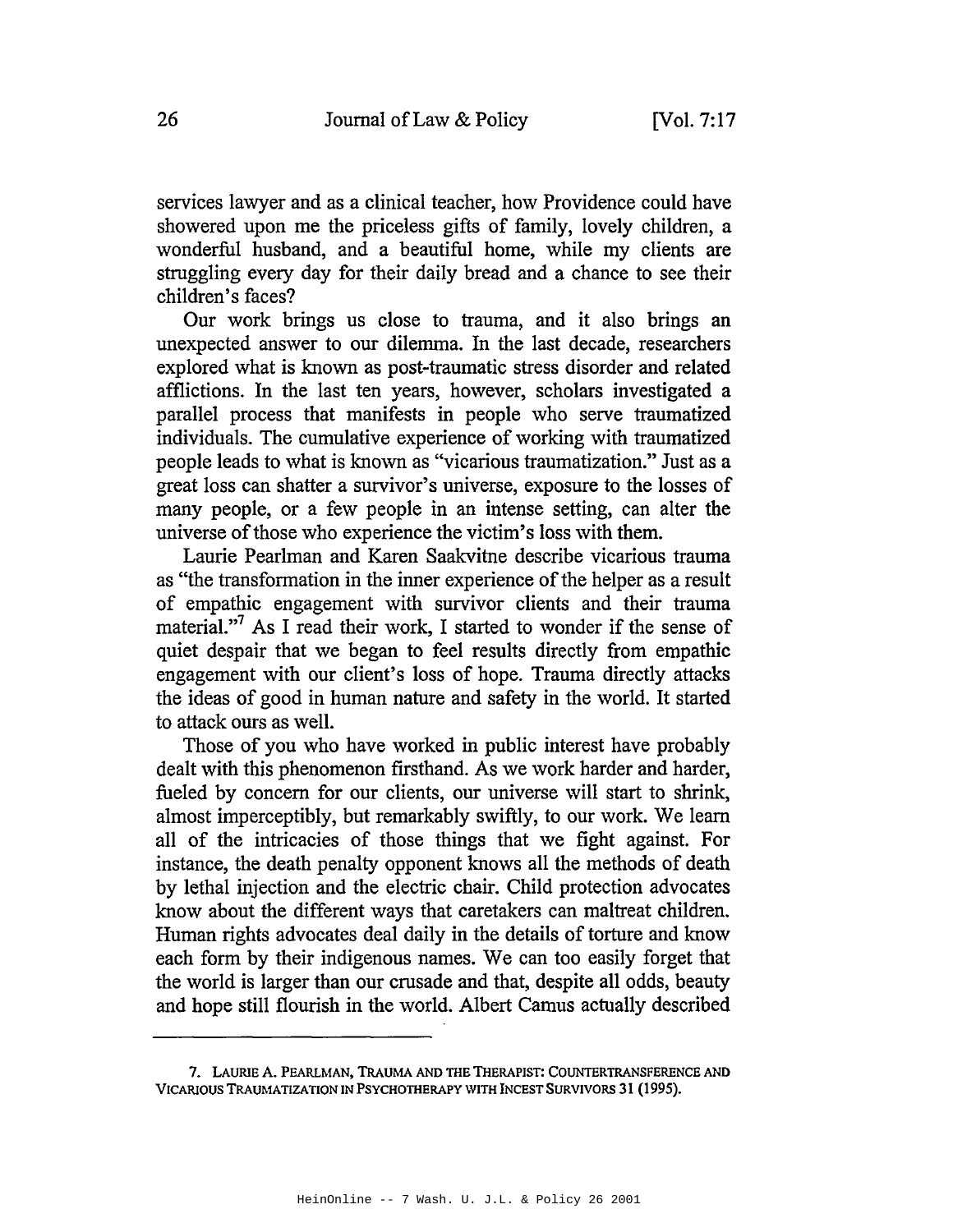services lawyer and as a clinical teacher, how Providence could have showered upon me the priceless gifts of family, lovely children, a wonderful husband, and a beautiful home, while my clients are struggling every day for their daily bread and a chance to see their children's faces?

Our work brings us close to trauma, and it also brings an unexpected answer to our dilemma. In the last decade, researchers explored what is known as post-traumatic stress disorder and related afflictions. In the last ten years, however, scholars investigated a parallel process that manifests in people who serve traumatized individuals. The cumulative experience of working with traumatized people leads to what is known as "vicarious traumatization." Just as a great loss can shatter a survivor's universe, exposure to the losses of many people, or a few people in an intense setting, can alter the universe of those who experience the victim's loss with them.

Laurie Pearlman and Karen Saakvitne describe vicarious trauma as "the transformation in the inner experience of the helper as a result of empathic engagement with survivor clients and their trauma material."[7] As I read their work, I started to wonder if the sense of quiet despair that we began to feel results directly from empathic engagement with our client's loss of hope. Trauma directly attacks the ideas of good in human nature and safety in the world. It started to attack ours as well.

Those of you who have worked in public interest have probably dealt with this phenomenon firsthand. As we work harder and harder, fueled by concern for our clients, our universe will start to shrink, almost imperceptibly, but remarkably swiftly, to our work. We learn all of the intricacies of those things that we fight against. For instance, the death penalty opponent knows all the methods of death by lethal injection and the electric chair. Child protection advocates know about the different ways that caretakers can maltreat children. Human rights advocates deal daily in the details of torture and know each form by their indigenous names. We can too easily forget that the world is larger than our crusade and that, despite all odds, beauty and hope still flourish in the world. Albert Camus actually described

---

7. LAURIE A. PEARLMAN, TRAUMA AND THE THERAPIST: COUNTERTRANSFERENCE AND VICARIOUS TRAUMATIZATION IN PSYCHOTHERAPY WITH INCEST SURVIVORS 31 (1995).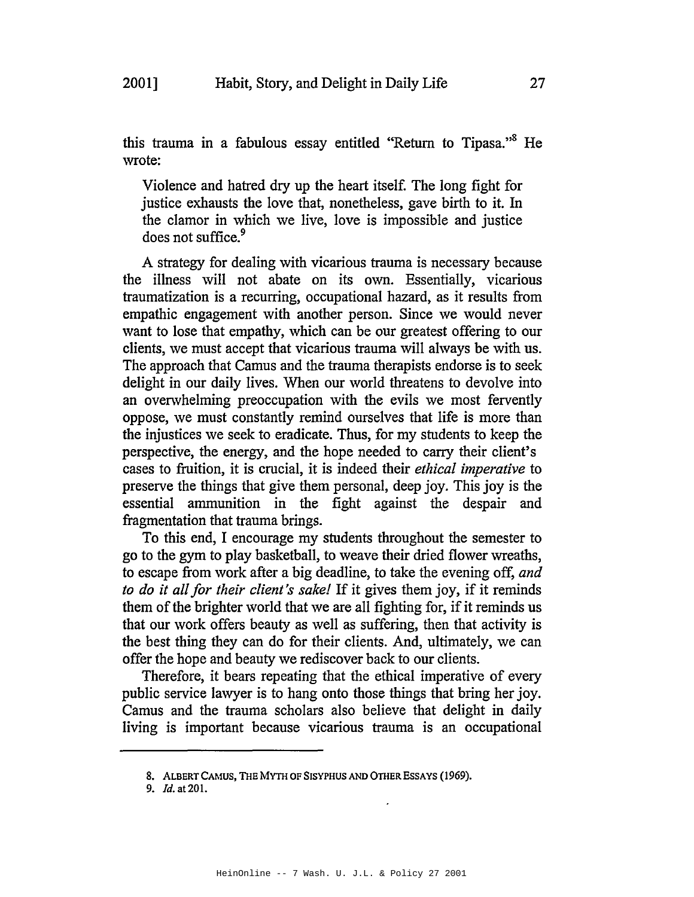this trauma in a fabulous essay entitled "Return to Tipasa."[8] He wrote:

> Violence and hatred dry up the heart itself. The long fight for justice exhausts the love that, nonetheless, gave birth to it. In the clamor in which we live, love is impossible and justice does not suffice.[9]

A strategy for dealing with vicarious trauma is necessary because the illness will not abate on its own. Essentially, vicarious traumatization is a recurring, occupational hazard, as it results from empathic engagement with another person. Since we would never want to lose that empathy, which can be our greatest offering to our clients, we must accept that vicarious trauma will always be with us. The approach that Camus and the trauma therapists endorse is to seek delight in our daily lives. When our world threatens to devolve into an overwhelming preoccupation with the evils we most fervently oppose, we must constantly remind ourselves that life is more than the injustices we seek to eradicate. Thus, for my students to keep the perspective, the energy, and the hope needed to carry their client's cases to fruition, it is crucial, it is indeed their *ethical imperative* to preserve the things that give them personal, deep joy. This joy is the essential ammunition in the fight against the despair and fragmentation that trauma brings.

To this end, I encourage my students throughout the semester to go to the gym to play basketball, to weave their dried flower wreaths, to escape from work after a big deadline, to take the evening off, *and to do it all for their client's sake!* If it gives them joy, if it reminds them of the brighter world that we are all fighting for, if it reminds us that our work offers beauty as well as suffering, then that activity is the best thing they can do for their clients. And, ultimately, we can offer the hope and beauty we rediscover back to our clients.

Therefore, it bears repeating that the ethical imperative of every public service lawyer is to hang onto those things that bring her joy. Camus and the trauma scholars also believe that delight in daily living is important because vicarious trauma is an occupational

---

8. ALBERT CAMUS, THE MYTH OF SISYPHUS AND OTHER ESSAYS (1969).

9. *Id.* at 201.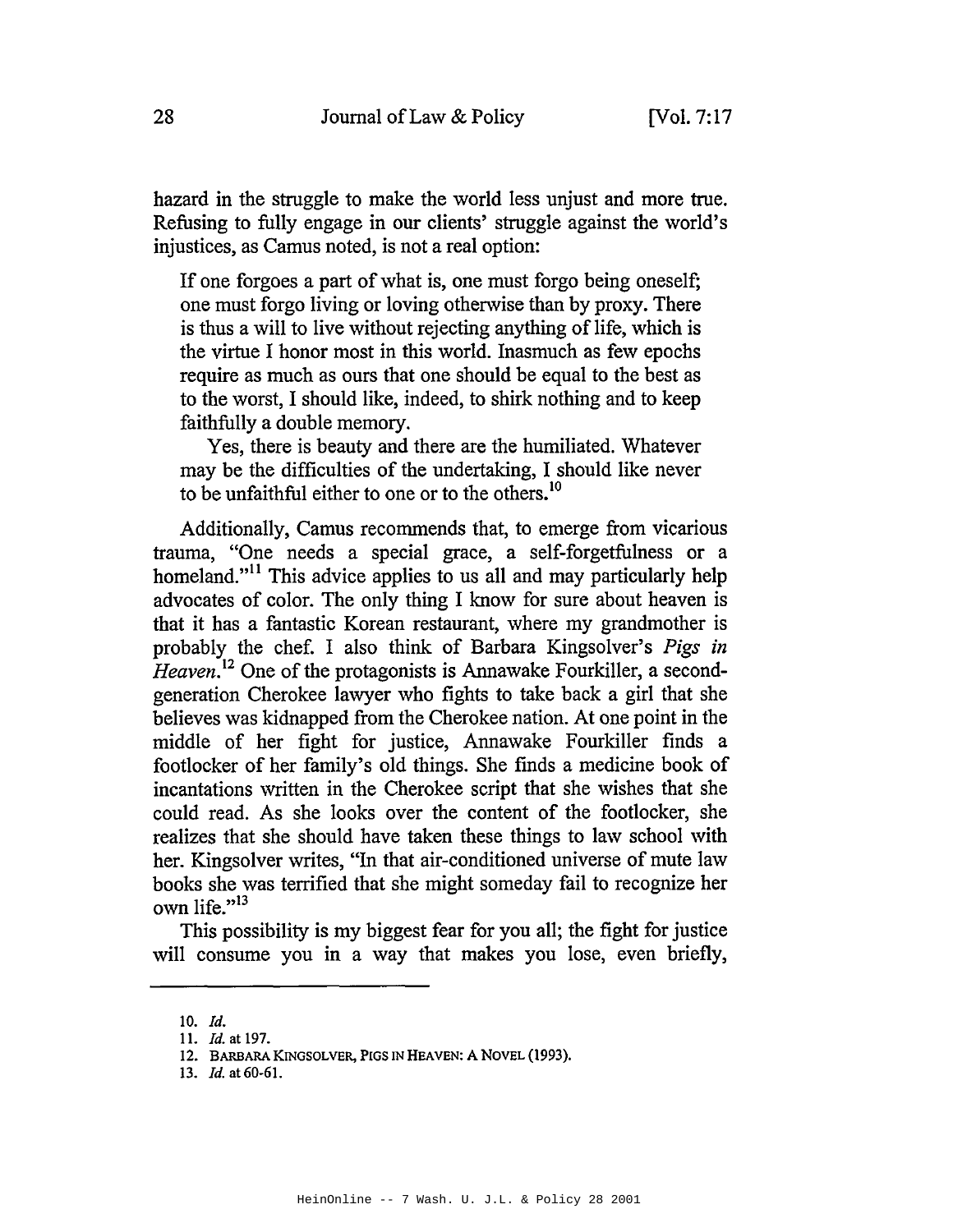hazard in the struggle to make the world less unjust and more true. Refusing to fully engage in our clients' struggle against the world's injustices, as Camus noted, is not a real option:

> If one forgoes a part of what is, one must forgo being oneself; one must forgo living or loving otherwise than by proxy. There is thus a will to live without rejecting anything of life, which is the virtue I honor most in this world. Inasmuch as few epochs require as much as ours that one should be equal to the best as to the worst, I should like, indeed, to shirk nothing and to keep faithfully a double memory.
>
> Yes, there is beauty and there are the humiliated. Whatever may be the difficulties of the undertaking, I should like never to be unfaithful either to one or to the others.[10]

Additionally, Camus recommends that, to emerge from vicarious trauma, "One needs a special grace, a self-forgetfulness or a homeland."[11] This advice applies to us all and may particularly help advocates of color. The only thing I know for sure about heaven is that it has a fantastic Korean restaurant, where my grandmother is probably the chef. I also think of Barbara Kingsolver's *Pigs in Heaven*.[12] One of the protagonists is Annawake Fourkiller, a second-generation Cherokee lawyer who fights to take back a girl that she believes was kidnapped from the Cherokee nation. At one point in the middle of her fight for justice, Annawake Fourkiller finds a footlocker of her family's old things. She finds a medicine book of incantations written in the Cherokee script that she wishes that she could read. As she looks over the content of the footlocker, she realizes that she should have taken these things to law school with her. Kingsolver writes, "In that air-conditioned universe of mute law books she was terrified that she might someday fail to recognize her own life."[13]

This possibility is my biggest fear for you all; the fight for justice will consume you in a way that makes you lose, even briefly,

---

10. *Id.*
11. *Id.* at 197.
12. BARBARA KINGSOLVER, PIGS IN HEAVEN: A NOVEL (1993).
13. *Id.* at 60-61.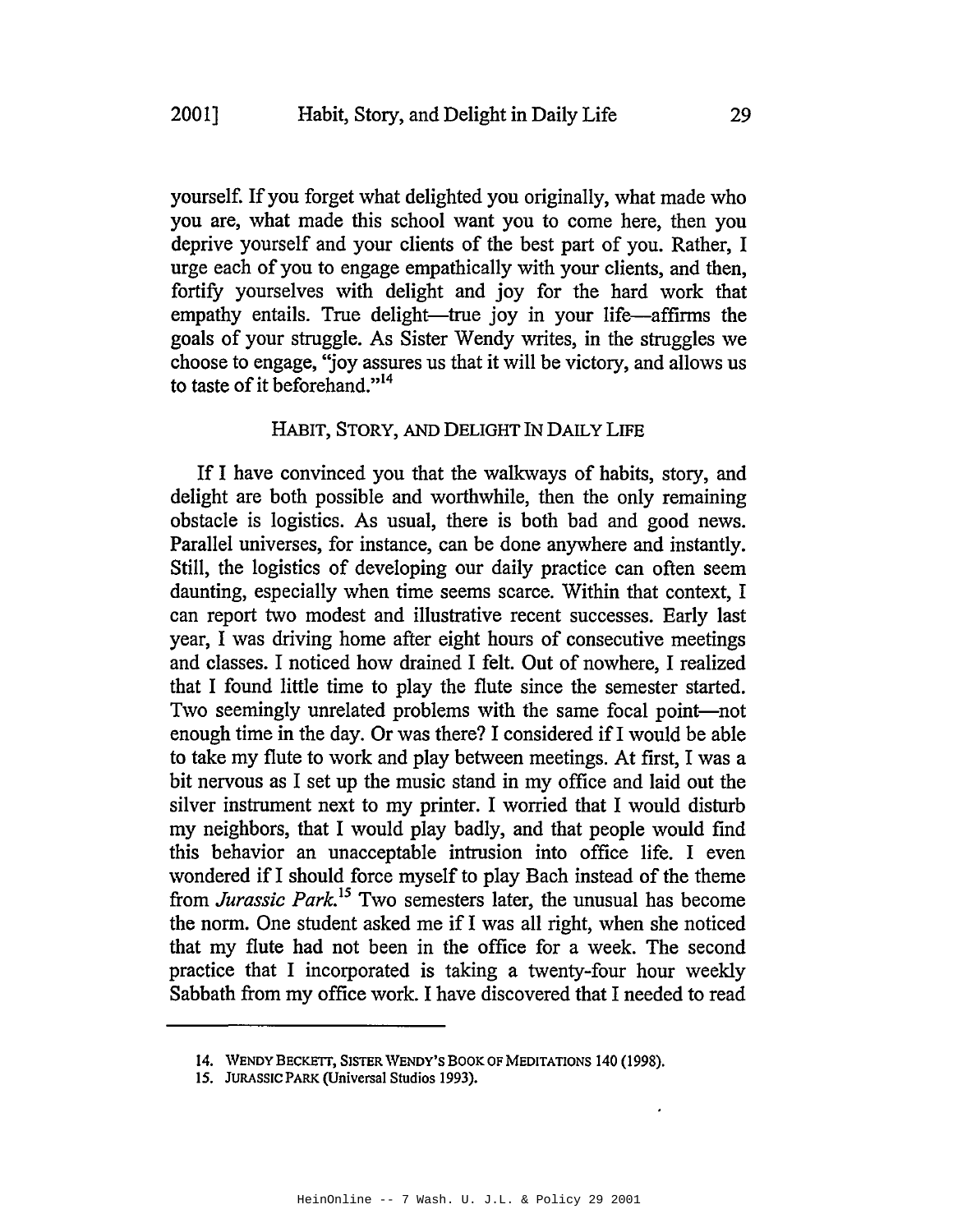yourself. If you forget what delighted you originally, what made who you are, what made this school want you to come here, then you deprive yourself and your clients of the best part of you. Rather, I urge each of you to engage empathically with your clients, and then, fortify yourselves with delight and joy for the hard work that empathy entails. True delight—true joy in your life—affirms the goals of your struggle. As Sister Wendy writes, in the struggles we choose to engage, "joy assures us that it will be victory, and allows us to taste of it beforehand."[14]

## HABIT, STORY, AND DELIGHT IN DAILY LIFE

If I have convinced you that the walkways of habits, story, and delight are both possible and worthwhile, then the only remaining obstacle is logistics. As usual, there is both bad and good news. Parallel universes, for instance, can be done anywhere and instantly. Still, the logistics of developing our daily practice can often seem daunting, especially when time seems scarce. Within that context, I can report two modest and illustrative recent successes. Early last year, I was driving home after eight hours of consecutive meetings and classes. I noticed how drained I felt. Out of nowhere, I realized that I found little time to play the flute since the semester started. Two seemingly unrelated problems with the same focal point—not enough time in the day. Or was there? I considered if I would be able to take my flute to work and play between meetings. At first, I was a bit nervous as I set up the music stand in my office and laid out the silver instrument next to my printer. I worried that I would disturb my neighbors, that I would play badly, and that people would find this behavior an unacceptable intrusion into office life. I even wondered if I should force myself to play Bach instead of the theme from *Jurassic Park*.[15] Two semesters later, the unusual has become the norm. One student asked me if I was all right, when she noticed that my flute had not been in the office for a week. The second practice that I incorporated is taking a twenty-four hour weekly Sabbath from my office work. I have discovered that I needed to read

---

14. WENDY BECKETT, SISTER WENDY'S BOOK OF MEDITATIONS 140 (1998).

15. JURASSIC PARK (Universal Studios 1993).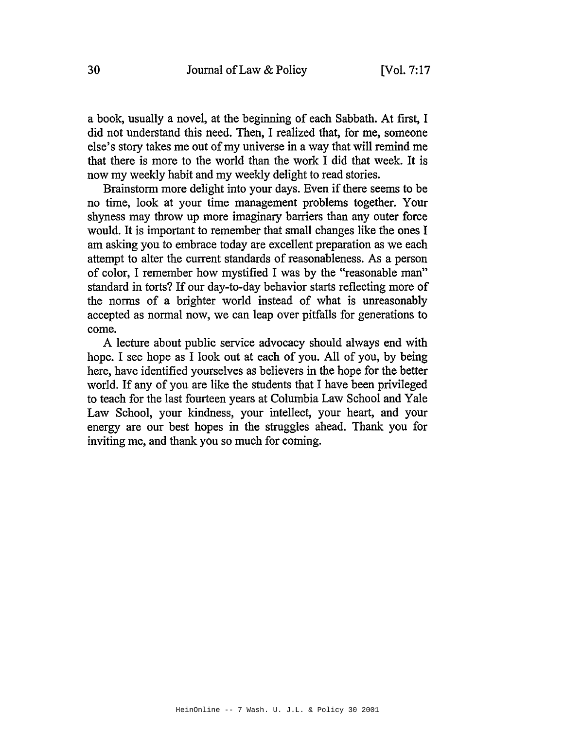a book, usually a novel, at the beginning of each Sabbath. At first, I did not understand this need. Then, I realized that, for me, someone else's story takes me out of my universe in a way that will remind me that there is more to the world than the work I did that week. It is now my weekly habit and my weekly delight to read stories.

Brainstorm more delight into your days. Even if there seems to be no time, look at your time management problems together. Your shyness may throw up more imaginary barriers than any outer force would. It is important to remember that small changes like the ones I am asking you to embrace today are excellent preparation as we each attempt to alter the current standards of reasonableness. As a person of color, I remember how mystified I was by the "reasonable man" standard in torts? If our day-to-day behavior starts reflecting more of the norms of a brighter world instead of what is unreasonably accepted as normal now, we can leap over pitfalls for generations to come.

A lecture about public service advocacy should always end with hope. I see hope as I look out at each of you. All of you, by being here, have identified yourselves as believers in the hope for the better world. If any of you are like the students that I have been privileged to teach for the last fourteen years at Columbia Law School and Yale Law School, your kindness, your intellect, your heart, and your energy are our best hopes in the struggles ahead. Thank you for inviting me, and thank you so much for coming.